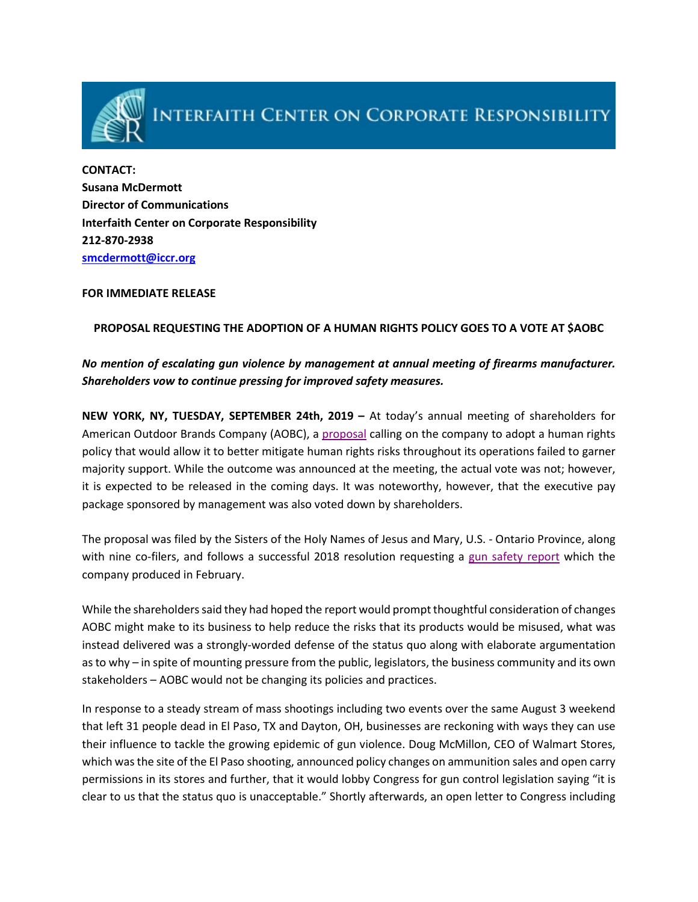# INTERFAITH CENTER ON CORPORATE RESPONSIBILITY

**CONTACT:**
**Susana McDermott**
**Director of Communications**
**Interfaith Center on Corporate Responsibility**
**212-870-2938**
**smcdermott@iccr.org**

**FOR IMMEDIATE RELEASE**

## PROPOSAL REQUESTING THE ADOPTION OF A HUMAN RIGHTS POLICY GOES TO A VOTE AT $AOBC

***No mention of escalating gun violence by management at annual meeting of firearms manufacturer. Shareholders vow to continue pressing for improved safety measures.***

**NEW YORK, NY, TUESDAY, SEPTEMBER 24th, 2019 –** At today's annual meeting of shareholders for American Outdoor Brands Company (AOBC), a proposal calling on the company to adopt a human rights policy that would allow it to better mitigate human rights risks throughout its operations failed to garner majority support. While the outcome was announced at the meeting, the actual vote was not; however, it is expected to be released in the coming days. It was noteworthy, however, that the executive pay package sponsored by management was also voted down by shareholders.

The proposal was filed by the Sisters of the Holy Names of Jesus and Mary, U.S. - Ontario Province, along with nine co-filers, and follows a successful 2018 resolution requesting a gun safety report which the company produced in February.

While the shareholders said they had hoped the report would prompt thoughtful consideration of changes AOBC might make to its business to help reduce the risks that its products would be misused, what was instead delivered was a strongly-worded defense of the status quo along with elaborate argumentation as to why – in spite of mounting pressure from the public, legislators, the business community and its own stakeholders – AOBC would not be changing its policies and practices.

In response to a steady stream of mass shootings including two events over the same August 3 weekend that left 31 people dead in El Paso, TX and Dayton, OH, businesses are reckoning with ways they can use their influence to tackle the growing epidemic of gun violence. Doug McMillon, CEO of Walmart Stores, which was the site of the El Paso shooting, announced policy changes on ammunition sales and open carry permissions in its stores and further, that it would lobby Congress for gun control legislation saying "it is clear to us that the status quo is unacceptable." Shortly afterwards, an open letter to Congress including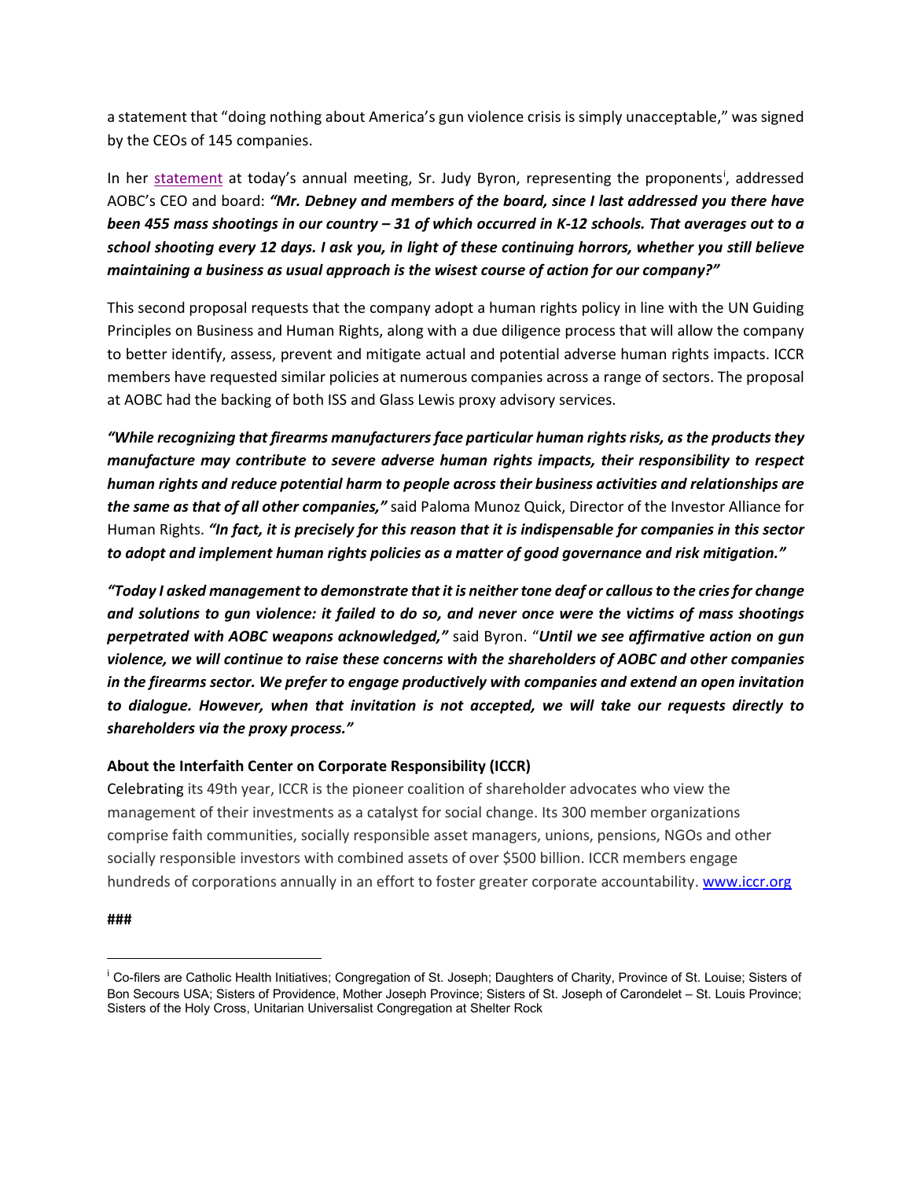a statement that "doing nothing about America's gun violence crisis is simply unacceptable," was signed by the CEOs of 145 companies.

In her statement at today's annual meeting, Sr. Judy Byron, representing the proponents[i], addressed AOBC's CEO and board: ***"Mr. Debney and members of the board, since I last addressed you there have been 455 mass shootings in our country – 31 of which occurred in K-12 schools. That averages out to a school shooting every 12 days. I ask you, in light of these continuing horrors, whether you still believe maintaining a business as usual approach is the wisest course of action for our company?"***

This second proposal requests that the company adopt a human rights policy in line with the UN Guiding Principles on Business and Human Rights, along with a due diligence process that will allow the company to better identify, assess, prevent and mitigate actual and potential adverse human rights impacts. ICCR members have requested similar policies at numerous companies across a range of sectors. The proposal at AOBC had the backing of both ISS and Glass Lewis proxy advisory services.

***"While recognizing that firearms manufacturers face particular human rights risks, as the products they manufacture may contribute to severe adverse human rights impacts, their responsibility to respect human rights and reduce potential harm to people across their business activities and relationships are the same as that of all other companies,"*** said Paloma Munoz Quick, Director of the Investor Alliance for Human Rights. ***"In fact, it is precisely for this reason that it is indispensable for companies in this sector to adopt and implement human rights policies as a matter of good governance and risk mitigation."***

***"Today I asked management to demonstrate that it is neither tone deaf or callous to the cries for change and solutions to gun violence: it failed to do so, and never once were the victims of mass shootings perpetrated with AOBC weapons acknowledged,"*** said Byron. "***Until we see affirmative action on gun violence, we will continue to raise these concerns with the shareholders of AOBC and other companies in the firearms sector. We prefer to engage productively with companies and extend an open invitation to dialogue. However, when that invitation is not accepted, we will take our requests directly to shareholders via the proxy process."***

**About the Interfaith Center on Corporate Responsibility (ICCR)**

Celebrating its 49th year, ICCR is the pioneer coalition of shareholder advocates who view the management of their investments as a catalyst for social change. Its 300 member organizations comprise faith communities, socially responsible asset managers, unions, pensions, NGOs and other socially responsible investors with combined assets of over $500 billion. ICCR members engage hundreds of corporations annually in an effort to foster greater corporate accountability. www.iccr.org

**###**

[i] Co-filers are Catholic Health Initiatives; Congregation of St. Joseph; Daughters of Charity, Province of St. Louise; Sisters of Bon Secours USA; Sisters of Providence, Mother Joseph Province; Sisters of St. Joseph of Carondelet – St. Louis Province; Sisters of the Holy Cross, Unitarian Universalist Congregation at Shelter Rock